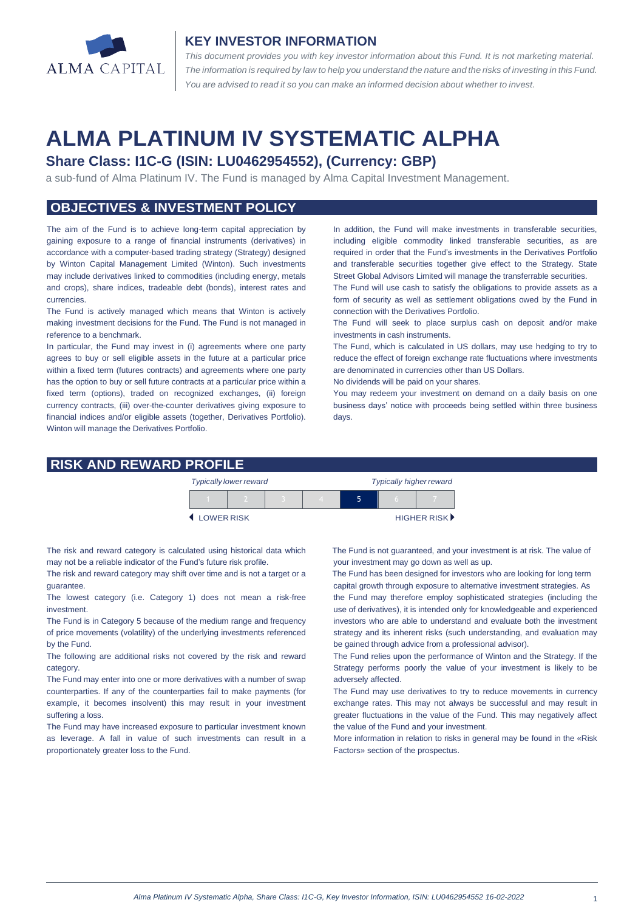ALMA CAPITAL

## KEY INVESTOR INFORMATION

*This document provides you with key investor information about this Fund. It is not marketing material. The information is required by law to help you understand the nature and the risks of investing in this Fund. You are advised to read it so you can make an informed decision about whether to invest.*

# ALMA PLATINUM IV SYSTEMATIC ALPHA

## Share Class: I1C-G (ISIN: LU0462954552), (Currency: GBP)

a sub-fund of Alma Platinum IV. The Fund is managed by Alma Capital Investment Management.

## OBJECTIVES & INVESTMENT POLICY

The aim of the Fund is to achieve long-term capital appreciation by gaining exposure to a range of financial instruments (derivatives) in accordance with a computer-based trading strategy (Strategy) designed by Winton Capital Management Limited (Winton). Such investments may include derivatives linked to commodities (including energy, metals and crops), share indices, tradeable debt (bonds), interest rates and currencies.

The Fund is actively managed which means that Winton is actively making investment decisions for the Fund. The Fund is not managed in reference to a benchmark.

In particular, the Fund may invest in (i) agreements where one party agrees to buy or sell eligible assets in the future at a particular price within a fixed term (futures contracts) and agreements where one party has the option to buy or sell future contracts at a particular price within a fixed term (options), traded on recognized exchanges, (ii) foreign currency contracts, (iii) over-the-counter derivatives giving exposure to financial indices and/or eligible assets (together, Derivatives Portfolio). Winton will manage the Derivatives Portfolio.

In addition, the Fund will make investments in transferable securities, including eligible commodity linked transferable securities, as are required in order that the Fund's investments in the Derivatives Portfolio and transferable securities together give effect to the Strategy. State Street Global Advisors Limited will manage the transferrable securities.

The Fund will use cash to satisfy the obligations to provide assets as a form of security as well as settlement obligations owed by the Fund in connection with the Derivatives Portfolio.

The Fund will seek to place surplus cash on deposit and/or make investments in cash instruments.

The Fund, which is calculated in US dollars, may use hedging to try to reduce the effect of foreign exchange rate fluctuations where investments are denominated in currencies other than US Dollars.

No dividends will be paid on your shares.

You may redeem your investment on demand on a daily basis on one business days' notice with proceeds being settled within three business days.

## RISK AND REWARD PROFILE

| *Typically lower reward* | | | | | | *Typically higher reward* |
|---|---|---|---|---|---|---|
| 1 | 2 | 3 | 4 | **5** | 6 | 7 |
| ◀ LOWER RISK | | | | | | HIGHER RISK ▶ |

The risk and reward category is calculated using historical data which may not be a reliable indicator of the Fund's future risk profile.

The risk and reward category may shift over time and is not a target or a guarantee.

The lowest category (i.e. Category 1) does not mean a risk-free investment.

The Fund is in Category 5 because of the medium range and frequency of price movements (volatility) of the underlying investments referenced by the Fund.

The following are additional risks not covered by the risk and reward category.

The Fund may enter into one or more derivatives with a number of swap counterparties. If any of the counterparties fail to make payments (for example, it becomes insolvent) this may result in your investment suffering a loss.

The Fund may have increased exposure to particular investment known as leverage. A fall in value of such investments can result in a proportionately greater loss to the Fund.

The Fund is not guaranteed, and your investment is at risk. The value of your investment may go down as well as up.

The Fund has been designed for investors who are looking for long term capital growth through exposure to alternative investment strategies. As the Fund may therefore employ sophisticated strategies (including the use of derivatives), it is intended only for knowledgeable and experienced investors who are able to understand and evaluate both the investment strategy and its inherent risks (such understanding, and evaluation may be gained through advice from a professional advisor).

The Fund relies upon the performance of Winton and the Strategy. If the Strategy performs poorly the value of your investment is likely to be adversely affected.

The Fund may use derivatives to try to reduce movements in currency exchange rates. This may not always be successful and may result in greater fluctuations in the value of the Fund. This may negatively affect the value of the Fund and your investment.

More information in relation to risks in general may be found in the «Risk Factors» section of the prospectus.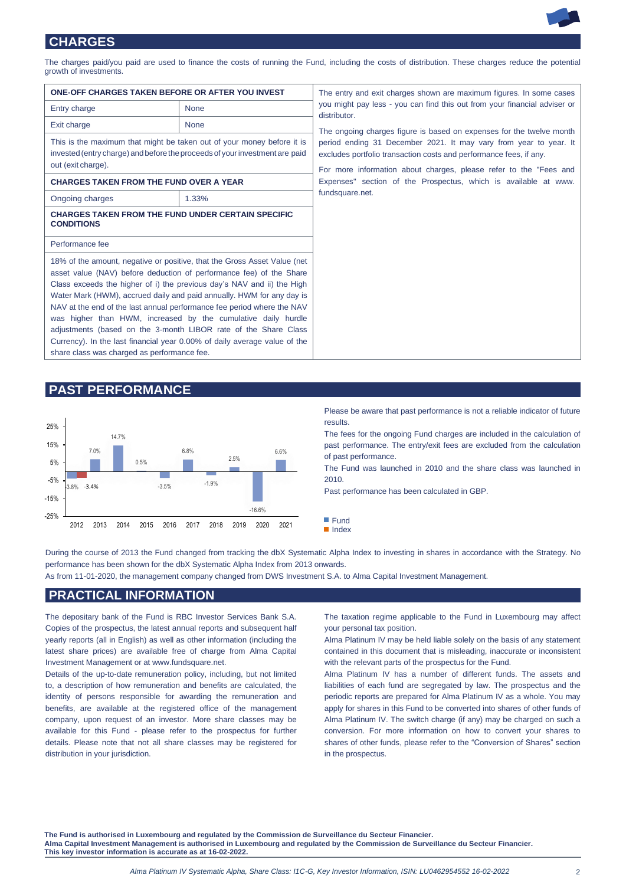## CHARGES

The charges paid/you paid are used to finance the costs of running the Fund, including the costs of distribution. These charges reduce the potential growth of investments.

| ONE-OFF CHARGES TAKEN BEFORE OR AFTER YOU INVEST | |
|---|---|
| Entry charge | None |
| Exit charge | None |
| This is the maximum that might be taken out of your money before it is invested (entry charge) and before the proceeds of your investment are paid out (exit charge). | |
| **CHARGES TAKEN FROM THE FUND OVER A YEAR** | |
| Ongoing charges | 1.33% |
| **CHARGES TAKEN FROM THE FUND UNDER CERTAIN SPECIFIC CONDITIONS** | |
| Performance fee | |
| 18% of the amount, negative or positive, that the Gross Asset Value (net asset value (NAV) before deduction of performance fee) of the Share Class exceeds the higher of i) the previous day's NAV and ii) the High Water Mark (HWM), accrued daily and paid annually. HWM for any day is NAV at the end of the last annual performance fee period where the NAV was higher than HWM, increased by the cumulative daily hurdle adjustments (based on the 3-month LIBOR rate of the Share Class Currency). In the last financial year 0.00% of daily average value of the share class was charged as performance fee. | |

The entry and exit charges shown are maximum figures. In some cases you might pay less - you can find this out from your financial adviser or distributor.

The ongoing charges figure is based on expenses for the twelve month period ending 31 December 2021. It may vary from year to year. It excludes portfolio transaction costs and performance fees, if any.

For more information about charges, please refer to the "Fees and Expenses" section of the Prospectus, which is available at www. fundsquare.net.

## PAST PERFORMANCE

25%
15%
5%
-5%
-15%
-25%

-3.8% -3.4%
7.0%
14.7%
0.5%
-3.5%
6.8%
-1.9%
2.5%
-16.6%
6.6%

2012 2013 2014 2015 2016 2017 2018 2019 2020 2021

Please be aware that past performance is not a reliable indicator of future results.

The fees for the ongoing Fund charges are included in the calculation of past performance. The entry/exit fees are excluded from the calculation of past performance.

The Fund was launched in 2010 and the share class was launched in 2010.

Past performance has been calculated in GBP.

Fund
Index

During the course of 2013 the Fund changed from tracking the dbX Systematic Alpha Index to investing in shares in accordance with the Strategy. No performance has been shown for the dbX Systematic Alpha Index from 2013 onwards.

As from 11-01-2020, the management company changed from DWS Investment S.A. to Alma Capital Investment Management.

## PRACTICAL INFORMATION

The depositary bank of the Fund is RBC Investor Services Bank S.A. Copies of the prospectus, the latest annual reports and subsequent half yearly reports (all in English) as well as other information (including the latest share prices) are available free of charge from Alma Capital Investment Management or at www.fundsquare.net.

Details of the up-to-date remuneration policy, including, but not limited to, a description of how remuneration and benefits are calculated, the identity of persons responsible for awarding the remuneration and benefits, are available at the registered office of the management company, upon request of an investor. More share classes may be available for this Fund - please refer to the prospectus for further details. Please note that not all share classes may be registered for distribution in your jurisdiction.

The taxation regime applicable to the Fund in Luxembourg may affect your personal tax position.

Alma Platinum IV may be held liable solely on the basis of any statement contained in this document that is misleading, inaccurate or inconsistent with the relevant parts of the prospectus for the Fund.

Alma Platinum IV has a number of different funds. The assets and liabilities of each fund are segregated by law. The prospectus and the periodic reports are prepared for Alma Platinum IV as a whole. You may apply for shares in this Fund to be converted into shares of other funds of Alma Platinum IV. The switch charge (if any) may be charged on such a conversion. For more information on how to convert your shares to shares of other funds, please refer to the "Conversion of Shares" section in the prospectus.

**The Fund is authorised in Luxembourg and regulated by the Commission de Surveillance du Secteur Financier.**
**Alma Capital Investment Management is authorised in Luxembourg and regulated by the Commission de Surveillance du Secteur Financier.**
**This key investor information is accurate as at 16-02-2022.**